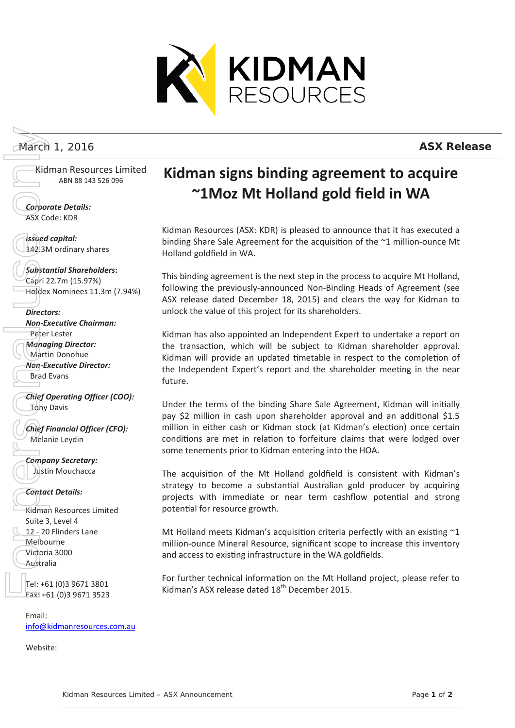March 1, 2016

**ASX Release**

Kidman Resources Limited
ABN 88 143 526 096

***Corporate Details:***
ASX Code: KDR

***Issued capital:***
142.3M ordinary shares

***Substantial Shareholders:***
Capri 22.7m (15.97%)
Holdex Nominees 11.3m (7.94%)

***Directors:***
***Non-Executive Chairman:***
Peter Lester
***Managing Director:***
Martin Donohue
***Non-Executive Director:***
Brad Evans

***Chief Operating Officer (COO):***
Tony Davis

***Chief Financial Officer (CFO):***
Melanie Leydin

***Company Secretary:***
Justin Mouchacca

***Contact Details:***

Kidman Resources Limited
Suite 3, Level 4
12 - 20 Flinders Lane
Melbourne
Victoria 3000
Australia

Tel: +61 (0)3 9671 3801
Fax: +61 (0)3 9671 3523

Email:
info@kidmanresources.com.au

Website:

# Kidman signs binding agreement to acquire ~1Moz Mt Holland gold field in WA

Kidman Resources (ASX: KDR) is pleased to announce that it has executed a binding Share Sale Agreement for the acquisition of the ~1 million-ounce Mt Holland goldfield in WA.

This binding agreement is the next step in the process to acquire Mt Holland, following the previously-announced Non-Binding Heads of Agreement (see ASX release dated December 18, 2015) and clears the way for Kidman to unlock the value of this project for its shareholders.

Kidman has also appointed an Independent Expert to undertake a report on the transaction, which will be subject to Kidman shareholder approval. Kidman will provide an updated timetable in respect to the completion of the Independent Expert's report and the shareholder meeting in the near future.

Under the terms of the binding Share Sale Agreement, Kidman will initially pay $2 million in cash upon shareholder approval and an additional $1.5 million in either cash or Kidman stock (at Kidman's election) once certain conditions are met in relation to forfeiture claims that were lodged over some tenements prior to Kidman entering into the HOA.

The acquisition of the Mt Holland goldfield is consistent with Kidman's strategy to become a substantial Australian gold producer by acquiring projects with immediate or near term cashflow potential and strong potential for resource growth.

Mt Holland meets Kidman's acquisition criteria perfectly with an existing ~1 million-ounce Mineral Resource, significant scope to increase this inventory and access to existing infrastructure in the WA goldfields.

For further technical information on the Mt Holland project, please refer to Kidman's ASX release dated 18th December 2015.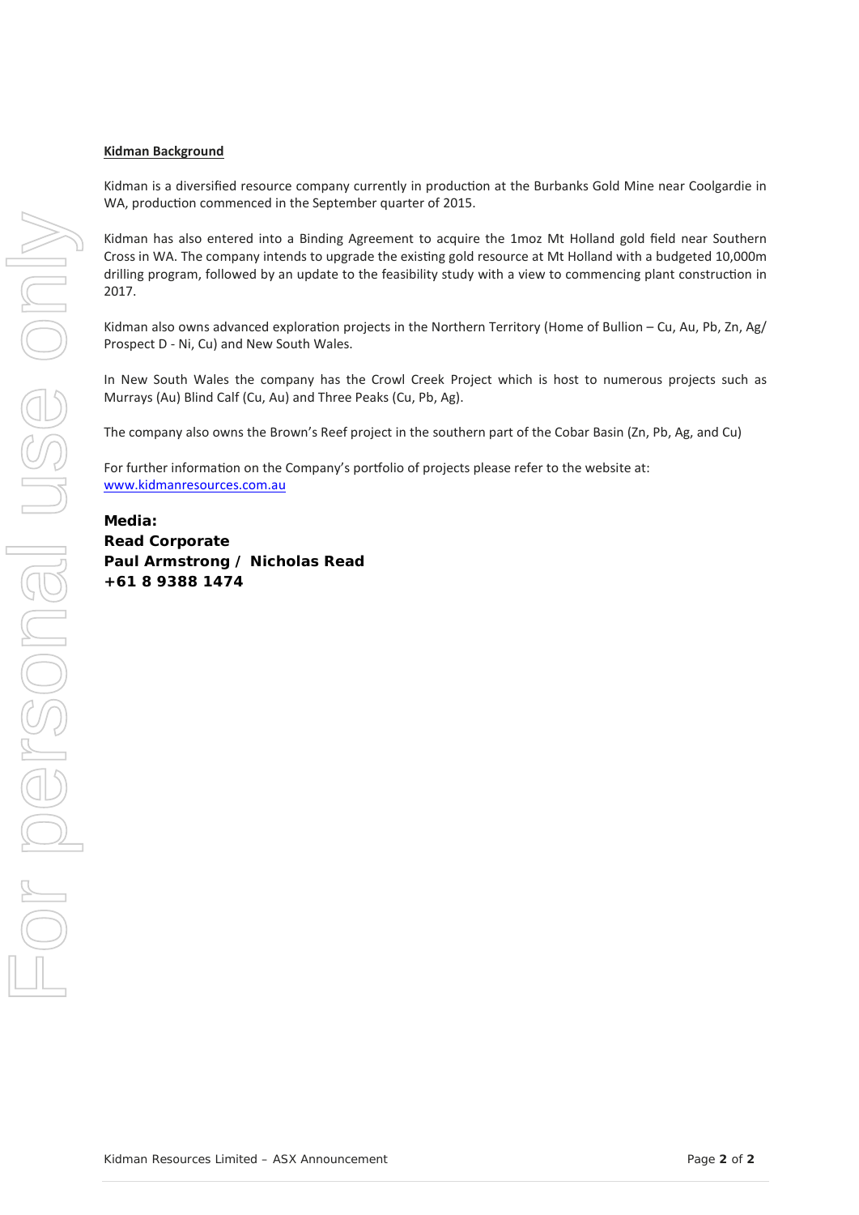**Kidman Background**

Kidman is a diversified resource company currently in production at the Burbanks Gold Mine near Coolgardie in WA, production commenced in the September quarter of 2015.

Kidman has also entered into a Binding Agreement to acquire the 1moz Mt Holland gold field near Southern Cross in WA. The company intends to upgrade the existing gold resource at Mt Holland with a budgeted 10,000m drilling program, followed by an update to the feasibility study with a view to commencing plant construction in 2017.

Kidman also owns advanced exploration projects in the Northern Territory (Home of Bullion – Cu, Au, Pb, Zn, Ag/ Prospect D - Ni, Cu) and New South Wales.

In New South Wales the company has the Crowl Creek Project which is host to numerous projects such as Murrays (Au) Blind Calf (Cu, Au) and Three Peaks (Cu, Pb, Ag).

The company also owns the Brown's Reef project in the southern part of the Cobar Basin (Zn, Pb, Ag, and Cu)

For further information on the Company's portfolio of projects please refer to the website at:
www.kidmanresources.com.au

**Media:**
**Read Corporate**
**Paul Armstrong / Nicholas Read**
**+61 8 9388 1474**